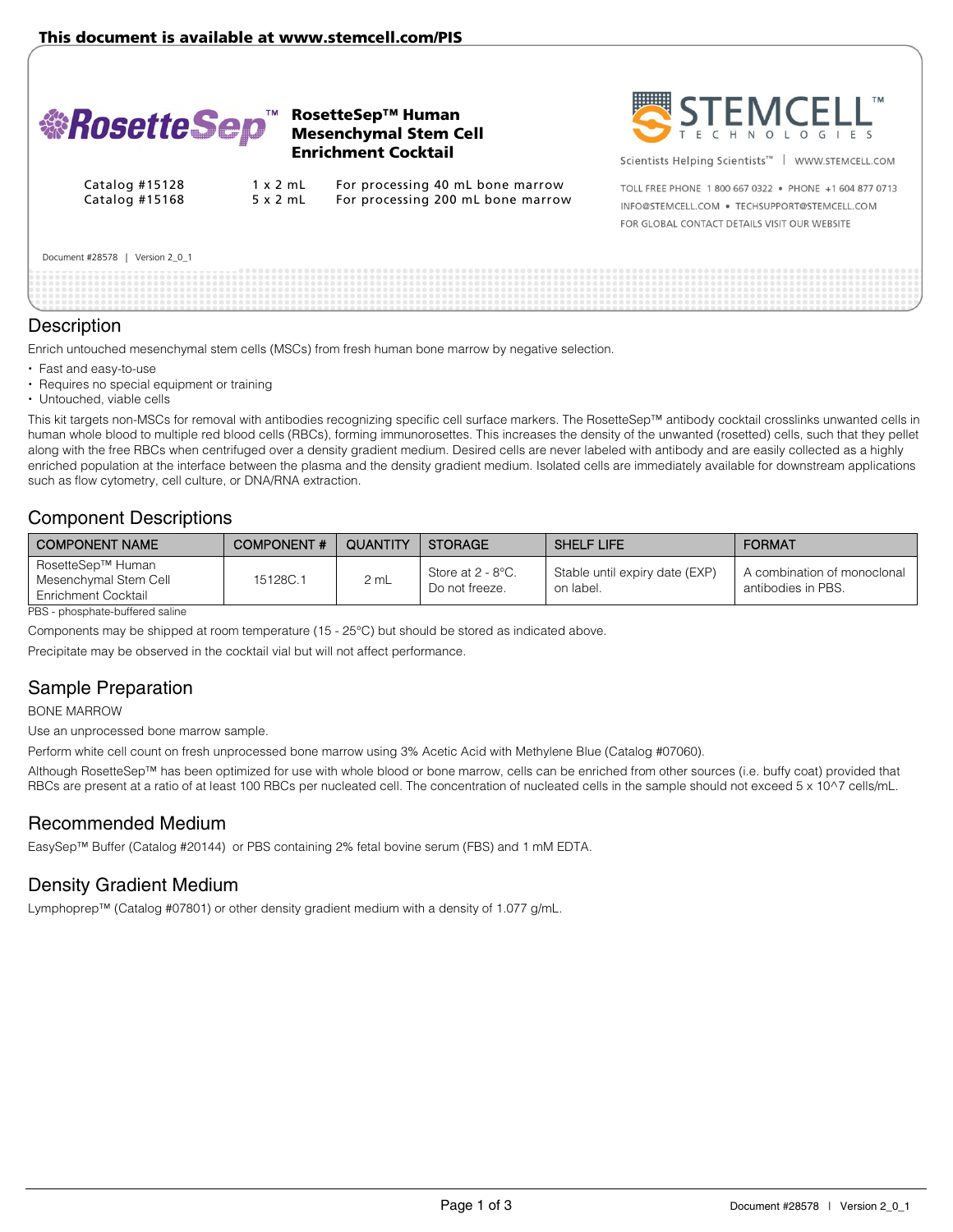This document is available at www.stemcell.com/PIS

# RosetteSep™ Human Mesenchymal Stem Cell Enrichment Cocktail

STEMCELL TECHNOLOGIES

Scientists Helping Scientists™ | WWW.STEMCELL.COM

TOLL FREE PHONE 1 800 667 0322 • PHONE +1 604 877 0713
INFO@STEMCELL.COM • TECHSUPPORT@STEMCELL.COM
FOR GLOBAL CONTACT DETAILS VISIT OUR WEBSITE

| | | |
|---|---|---|
| Catalog #15128 | 1 x 2 mL | For processing 40 mL bone marrow |
| Catalog #15168 | 5 x 2 mL | For processing 200 mL bone marrow |

Document #28578 | Version 2_0_1

## Description

Enrich untouched mesenchymal stem cells (MSCs) from fresh human bone marrow by negative selection.

- Fast and easy-to-use
- Requires no special equipment or training
- Untouched, viable cells

This kit targets non-MSCs for removal with antibodies recognizing specific cell surface markers. The RosetteSep™ antibody cocktail crosslinks unwanted cells in human whole blood to multiple red blood cells (RBCs), forming immunorosettes. This increases the density of the unwanted (rosetted) cells, such that they pellet along with the free RBCs when centrifuged over a density gradient medium. Desired cells are never labeled with antibody and are easily collected as a highly enriched population at the interface between the plasma and the density gradient medium. Isolated cells are immediately available for downstream applications such as flow cytometry, cell culture, or DNA/RNA extraction.

## Component Descriptions

| COMPONENT NAME | COMPONENT # | QUANTITY | STORAGE | SHELF LIFE | FORMAT |
|---|---|---|---|---|---|
| RosetteSep™ Human Mesenchymal Stem Cell Enrichment Cocktail | 15128C.1 | 2 mL | Store at 2 - 8°C. Do not freeze. | Stable until expiry date (EXP) on label. | A combination of monoclonal antibodies in PBS. |

PBS - phosphate-buffered saline

Components may be shipped at room temperature (15 - 25°C) but should be stored as indicated above.

Precipitate may be observed in the cocktail vial but will not affect performance.

## Sample Preparation

BONE MARROW

Use an unprocessed bone marrow sample.

Perform white cell count on fresh unprocessed bone marrow using 3% Acetic Acid with Methylene Blue (Catalog #07060).

Although RosetteSep™ has been optimized for use with whole blood or bone marrow, cells can be enriched from other sources (i.e. buffy coat) provided that RBCs are present at a ratio of at least 100 RBCs per nucleated cell. The concentration of nucleated cells in the sample should not exceed 5 x 10^7 cells/mL.

## Recommended Medium

EasySep™ Buffer (Catalog #20144) or PBS containing 2% fetal bovine serum (FBS) and 1 mM EDTA.

## Density Gradient Medium

Lymphoprep™ (Catalog #07801) or other density gradient medium with a density of 1.077 g/mL.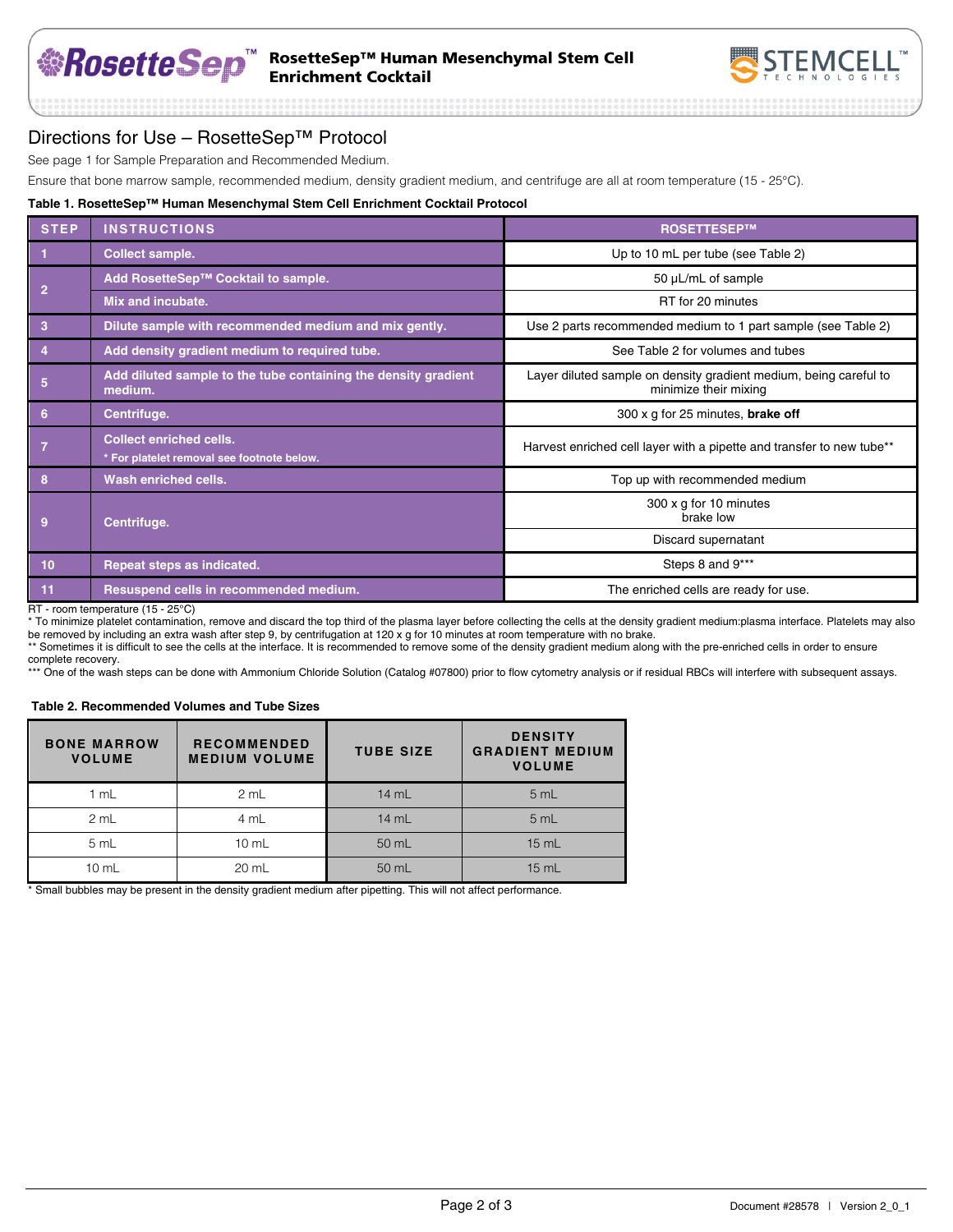# Directions for Use – RosetteSep™ Protocol

See page 1 for Sample Preparation and Recommended Medium.

Ensure that bone marrow sample, recommended medium, density gradient medium, and centrifuge are all at room temperature (15 - 25°C).

**Table 1. RosetteSep™ Human Mesenchymal Stem Cell Enrichment Cocktail Protocol**

| STEP | INSTRUCTIONS | ROSETTESEP™ |
|---|---|---|
| 1 | **Collect sample.** | Up to 10 mL per tube (see Table 2) |
| 2 | **Add RosetteSep™ Cocktail to sample.** | 50 µL/mL of sample |
| | **Mix and incubate.** | RT for 20 minutes |
| 3 | **Dilute sample with recommended medium and mix gently.** | Use 2 parts recommended medium to 1 part sample (see Table 2) |
| 4 | **Add density gradient medium to required tube.** | See Table 2 for volumes and tubes |
| 5 | **Add diluted sample to the tube containing the density gradient medium.** | Layer diluted sample on density gradient medium, being careful to minimize their mixing |
| 6 | **Centrifuge.** | 300 x g for 25 minutes, **brake off** |
| 7 | **Collect enriched cells.** * For platelet removal see footnote below. | Harvest enriched cell layer with a pipette and transfer to new tube** |
| 8 | **Wash enriched cells.** | Top up with recommended medium |
| 9 | **Centrifuge.** | 300 x g for 10 minutes brake low |
| | | Discard supernatant |
| 10 | **Repeat steps as indicated.** | Steps 8 and 9*** |
| 11 | **Resuspend cells in recommended medium.** | The enriched cells are ready for use. |

RT - room temperature (15 - 25°C)

\* To minimize platelet contamination, remove and discard the top third of the plasma layer before collecting the cells at the density gradient medium:plasma interface. Platelets may also be removed by including an extra wash after step 9, by centrifugation at 120 x g for 10 minutes at room temperature with no brake.

** Sometimes it is difficult to see the cells at the interface. It is recommended to remove some of the density gradient medium along with the pre-enriched cells in order to ensure complete recovery.

*** One of the wash steps can be done with Ammonium Chloride Solution (Catalog #07800) prior to flow cytometry analysis or if residual RBCs will interfere with subsequent assays.

**Table 2. Recommended Volumes and Tube Sizes**

| BONE MARROW VOLUME | RECOMMENDED MEDIUM VOLUME | TUBE SIZE | DENSITY GRADIENT MEDIUM VOLUME |
|---|---|---|---|
| 1 mL | 2 mL | 14 mL | 5 mL |
| 2 mL | 4 mL | 14 mL | 5 mL |
| 5 mL | 10 mL | 50 mL | 15 mL |
| 10 mL | 20 mL | 50 mL | 15 mL |

\* Small bubbles may be present in the density gradient medium after pipetting. This will not affect performance.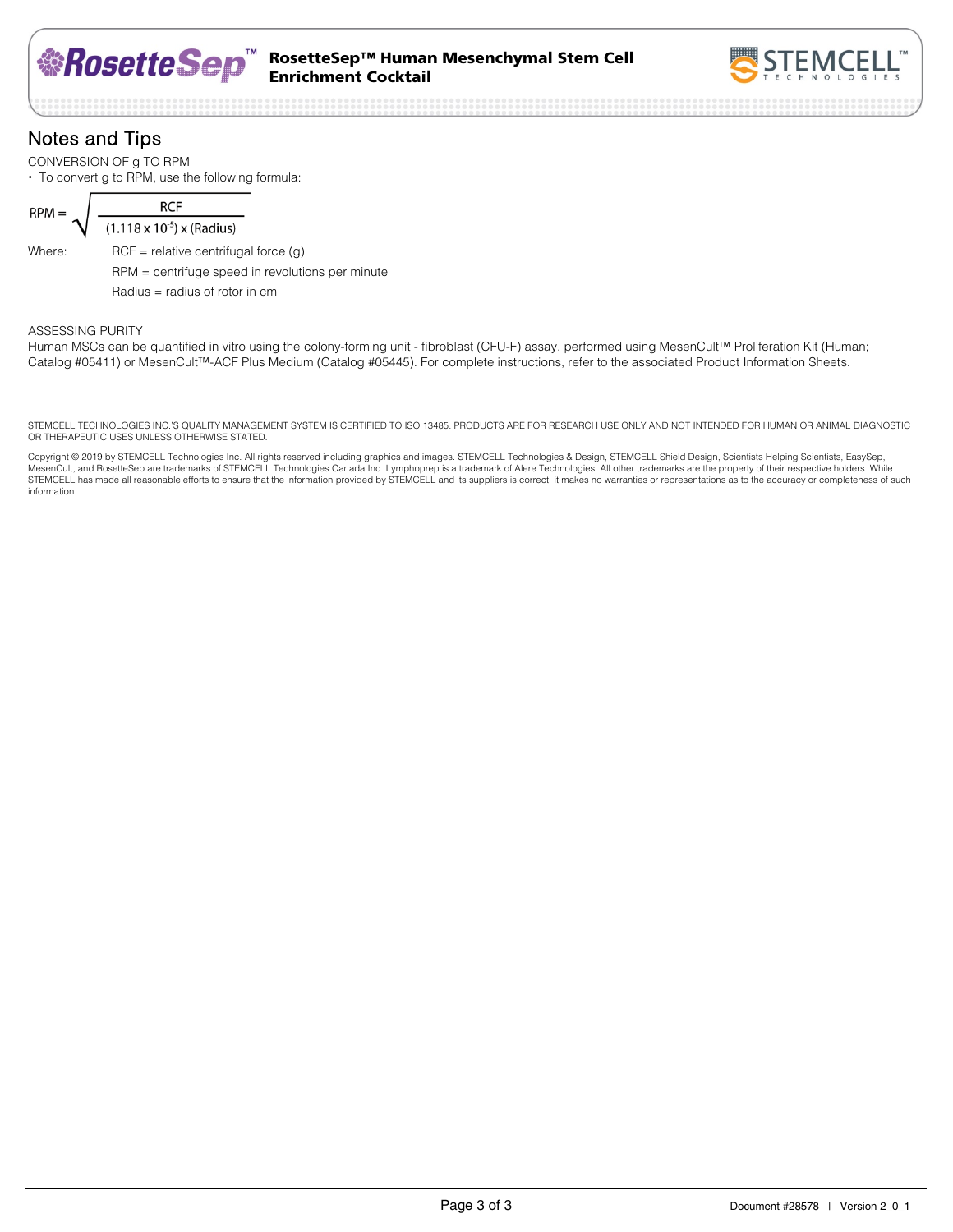## Notes and Tips

CONVERSION OF g TO RPM

- To convert g to RPM, use the following formula:

$$RPM = \sqrt{\frac{RCF}{(1.118 \times 10^{-5}) \times (Radius)}}$$

Where: RCF = relative centrifugal force (g)

RPM = centrifuge speed in revolutions per minute

Radius = radius of rotor in cm

ASSESSING PURITY

Human MSCs can be quantified in vitro using the colony-forming unit - fibroblast (CFU-F) assay, performed using MesenCult™ Proliferation Kit (Human; Catalog #05411) or MesenCult™-ACF Plus Medium (Catalog #05445). For complete instructions, refer to the associated Product Information Sheets.

STEMCELL TECHNOLOGIES INC.'S QUALITY MANAGEMENT SYSTEM IS CERTIFIED TO ISO 13485. PRODUCTS ARE FOR RESEARCH USE ONLY AND NOT INTENDED FOR HUMAN OR ANIMAL DIAGNOSTIC OR THERAPEUTIC USES UNLESS OTHERWISE STATED.

Copyright © 2019 by STEMCELL Technologies Inc. All rights reserved including graphics and images. STEMCELL Technologies & Design, STEMCELL Shield Design, Scientists Helping Scientists, EasySep, MesenCult, and RosetteSep are trademarks of STEMCELL Technologies Canada Inc. Lymphoprep is a trademark of Alere Technologies. All other trademarks are the property of their respective holders. While STEMCELL has made all reasonable efforts to ensure that the information provided by STEMCELL and its suppliers is correct, it makes no warranties or representations as to the accuracy or completeness of such information.

Document #28578 | Version 2_0_1